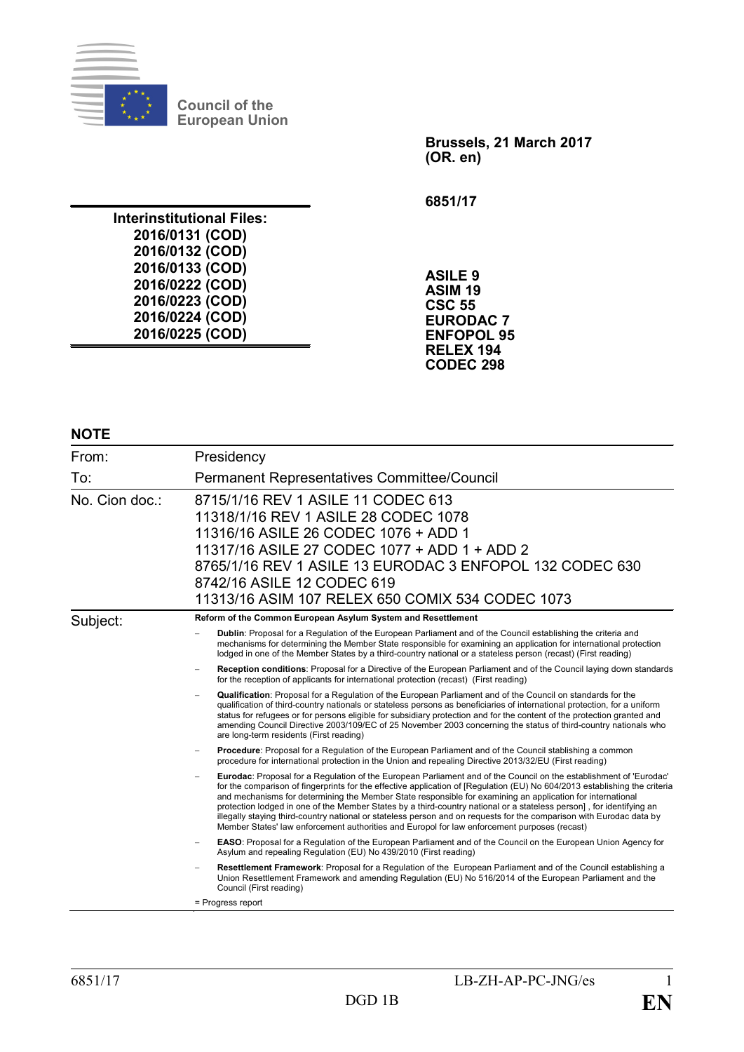Council of the European Union

**Brussels, 21 March 2017**
**(OR. en)**

**6851/17**

**Interinstitutional Files:**
**2016/0131 (COD)**
**2016/0132 (COD)**
**2016/0133 (COD)**
**2016/0222 (COD)**
**2016/0223 (COD)**
**2016/0224 (COD)**
**2016/0225 (COD)**

**ASILE 9**
**ASIM 19**
**CSC 55**
**EURODAC 7**
**ENFOPOL 95**
**RELEX 194**
**CODEC 298**

## NOTE

| | |
|---|---|
| From: | Presidency |
| To: | Permanent Representatives Committee/Council |
| No. Cion doc.: | 8715/1/16 REV 1 ASILE 11 CODEC 613<br>11318/1/16 REV 1 ASILE 28 CODEC 1078<br>11316/16 ASILE 26 CODEC 1076 + ADD 1<br>11317/16 ASILE 27 CODEC 1077 + ADD 1 + ADD 2<br>8765/1/16 REV 1 ASILE 13 EURODAC 3 ENFOPOL 132 CODEC 630<br>8742/16 ASILE 12 CODEC 619<br>11313/16 ASIM 107 RELEX 650 COMIX 534 CODEC 1073 |
| Subject: | **Reform of the Common European Asylum System and Resettlement**<br>– **Dublin**: Proposal for a Regulation of the European Parliament and of the Council establishing the criteria and mechanisms for determining the Member State responsible for examining an application for international protection lodged in one of the Member States by a third-country national or a stateless person (recast) (First reading)<br>– **Reception conditions**: Proposal for a Directive of the European Parliament and of the Council laying down standards for the reception of applicants for international protection (recast) (First reading)<br>– **Qualification**: Proposal for a Regulation of the European Parliament and of the Council on standards for the qualification of third-country nationals or stateless persons as beneficiaries of international protection, for a uniform status for refugees or for persons eligible for subsidiary protection and for the content of the protection granted and amending Council Directive 2003/109/EC of 25 November 2003 concerning the status of third-country nationals who are long-term residents (First reading)<br>– **Procedure**: Proposal for a Regulation of the European Parliament and of the Council stablishing a common procedure for international protection in the Union and repealing Directive 2013/32/EU (First reading)<br>– **Eurodac**: Proposal for a Regulation of the European Parliament and of the Council on the establishment of 'Eurodac' for the comparison of fingerprints for the effective application of [Regulation (EU) No 604/2013 establishing the criteria and mechanisms for determining the Member State responsible for examining an application for international protection lodged in one of the Member States by a third-country national or a stateless person] , for identifying an illegally staying third-country national or stateless person and on requests for the comparison with Eurodac data by Member States' law enforcement authorities and Europol for law enforcement purposes (recast)<br>– **EASO**: Proposal for a Regulation of the European Parliament and of the Council on the European Union Agency for Asylum and repealing Regulation (EU) No 439/2010 (First reading)<br>– **Resettlement Framework**: Proposal for a Regulation of the European Parliament and of the Council establishing a Union Resettlement Framework and amending Regulation (EU) No 516/2014 of the European Parliament and the Council (First reading)<br>= Progress report |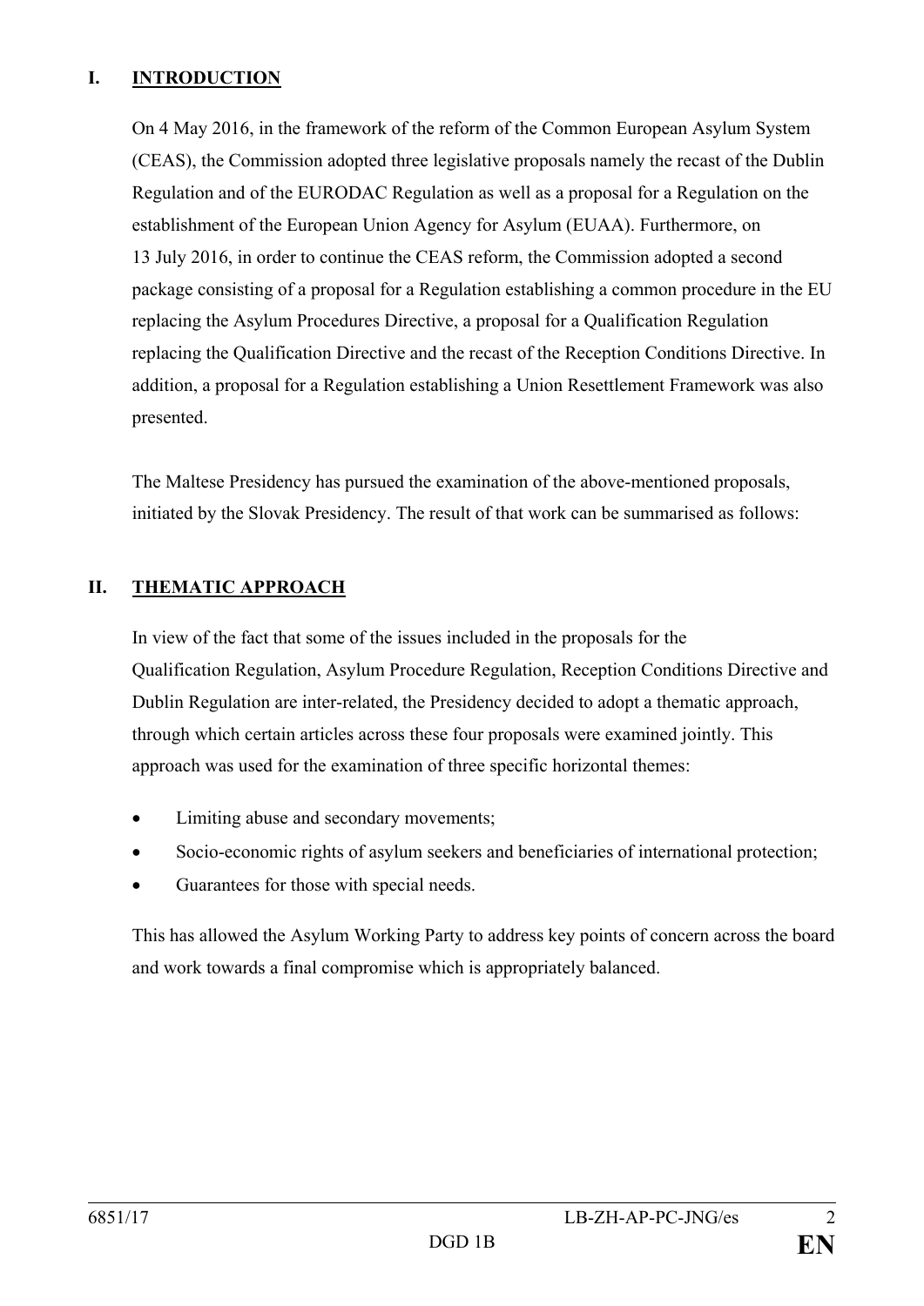## I. INTRODUCTION

On 4 May 2016, in the framework of the reform of the Common European Asylum System (CEAS), the Commission adopted three legislative proposals namely the recast of the Dublin Regulation and of the EURODAC Regulation as well as a proposal for a Regulation on the establishment of the European Union Agency for Asylum (EUAA). Furthermore, on 13 July 2016, in order to continue the CEAS reform, the Commission adopted a second package consisting of a proposal for a Regulation establishing a common procedure in the EU replacing the Asylum Procedures Directive, a proposal for a Qualification Regulation replacing the Qualification Directive and the recast of the Reception Conditions Directive. In addition, a proposal for a Regulation establishing a Union Resettlement Framework was also presented.

The Maltese Presidency has pursued the examination of the above-mentioned proposals, initiated by the Slovak Presidency. The result of that work can be summarised as follows:

## II. THEMATIC APPROACH

In view of the fact that some of the issues included in the proposals for the Qualification Regulation, Asylum Procedure Regulation, Reception Conditions Directive and Dublin Regulation are inter-related, the Presidency decided to adopt a thematic approach, through which certain articles across these four proposals were examined jointly. This approach was used for the examination of three specific horizontal themes:

- Limiting abuse and secondary movements;
- Socio-economic rights of asylum seekers and beneficiaries of international protection;
- Guarantees for those with special needs.

This has allowed the Asylum Working Party to address key points of concern across the board and work towards a final compromise which is appropriately balanced.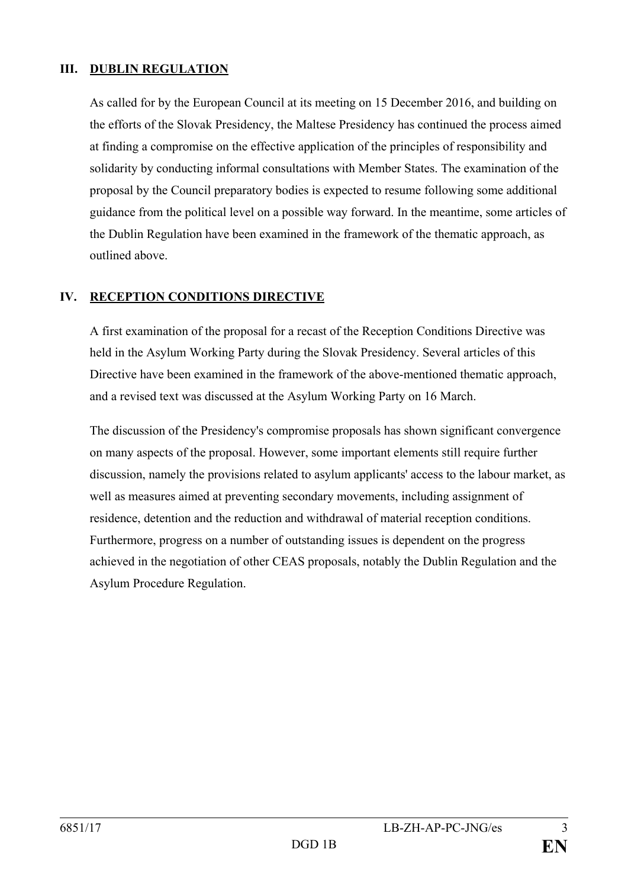## III. DUBLIN REGULATION

As called for by the European Council at its meeting on 15 December 2016, and building on the efforts of the Slovak Presidency, the Maltese Presidency has continued the process aimed at finding a compromise on the effective application of the principles of responsibility and solidarity by conducting informal consultations with Member States. The examination of the proposal by the Council preparatory bodies is expected to resume following some additional guidance from the political level on a possible way forward. In the meantime, some articles of the Dublin Regulation have been examined in the framework of the thematic approach, as outlined above.

## IV. RECEPTION CONDITIONS DIRECTIVE

A first examination of the proposal for a recast of the Reception Conditions Directive was held in the Asylum Working Party during the Slovak Presidency. Several articles of this Directive have been examined in the framework of the above-mentioned thematic approach, and a revised text was discussed at the Asylum Working Party on 16 March.

The discussion of the Presidency's compromise proposals has shown significant convergence on many aspects of the proposal. However, some important elements still require further discussion, namely the provisions related to asylum applicants' access to the labour market, as well as measures aimed at preventing secondary movements, including assignment of residence, detention and the reduction and withdrawal of material reception conditions. Furthermore, progress on a number of outstanding issues is dependent on the progress achieved in the negotiation of other CEAS proposals, notably the Dublin Regulation and the Asylum Procedure Regulation.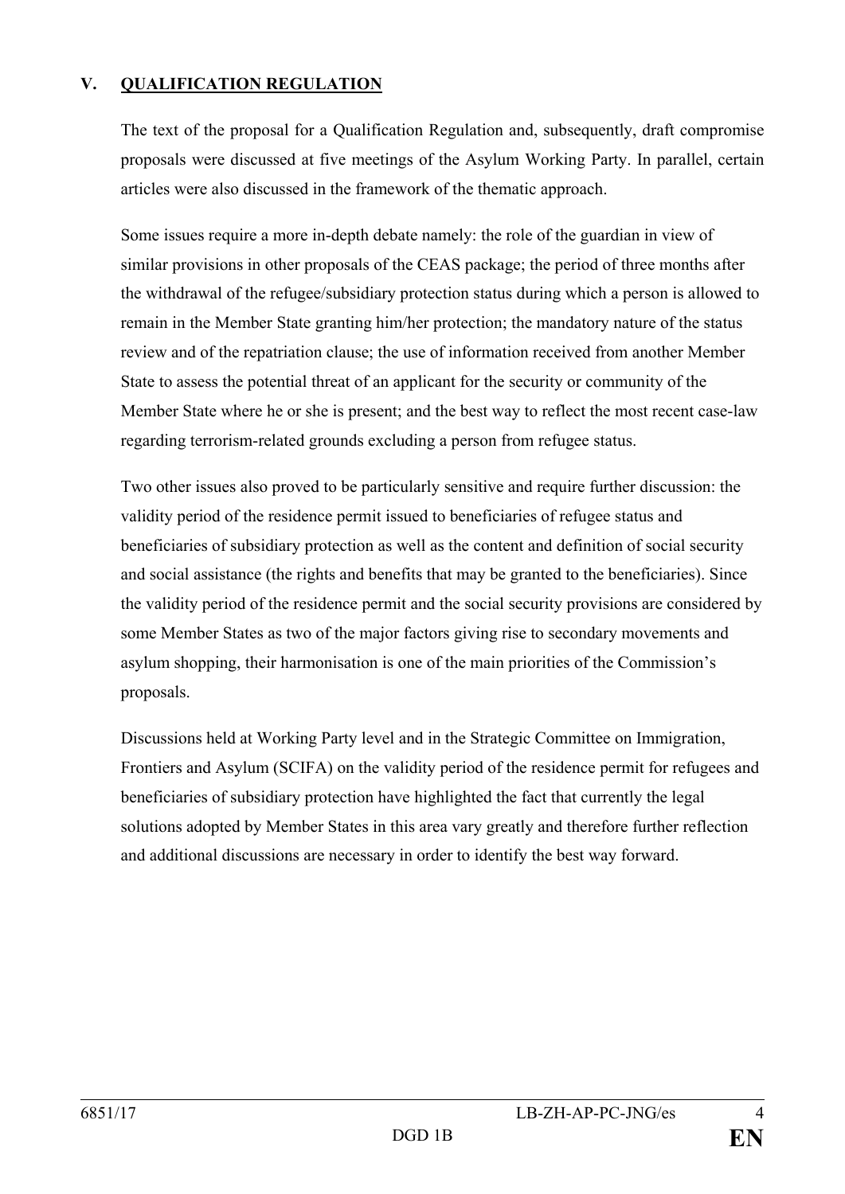## V. QUALIFICATION REGULATION

The text of the proposal for a Qualification Regulation and, subsequently, draft compromise proposals were discussed at five meetings of the Asylum Working Party. In parallel, certain articles were also discussed in the framework of the thematic approach.

Some issues require a more in-depth debate namely: the role of the guardian in view of similar provisions in other proposals of the CEAS package; the period of three months after the withdrawal of the refugee/subsidiary protection status during which a person is allowed to remain in the Member State granting him/her protection; the mandatory nature of the status review and of the repatriation clause; the use of information received from another Member State to assess the potential threat of an applicant for the security or community of the Member State where he or she is present; and the best way to reflect the most recent case-law regarding terrorism-related grounds excluding a person from refugee status.

Two other issues also proved to be particularly sensitive and require further discussion: the validity period of the residence permit issued to beneficiaries of refugee status and beneficiaries of subsidiary protection as well as the content and definition of social security and social assistance (the rights and benefits that may be granted to the beneficiaries). Since the validity period of the residence permit and the social security provisions are considered by some Member States as two of the major factors giving rise to secondary movements and asylum shopping, their harmonisation is one of the main priorities of the Commission's proposals.

Discussions held at Working Party level and in the Strategic Committee on Immigration, Frontiers and Asylum (SCIFA) on the validity period of the residence permit for refugees and beneficiaries of subsidiary protection have highlighted the fact that currently the legal solutions adopted by Member States in this area vary greatly and therefore further reflection and additional discussions are necessary in order to identify the best way forward.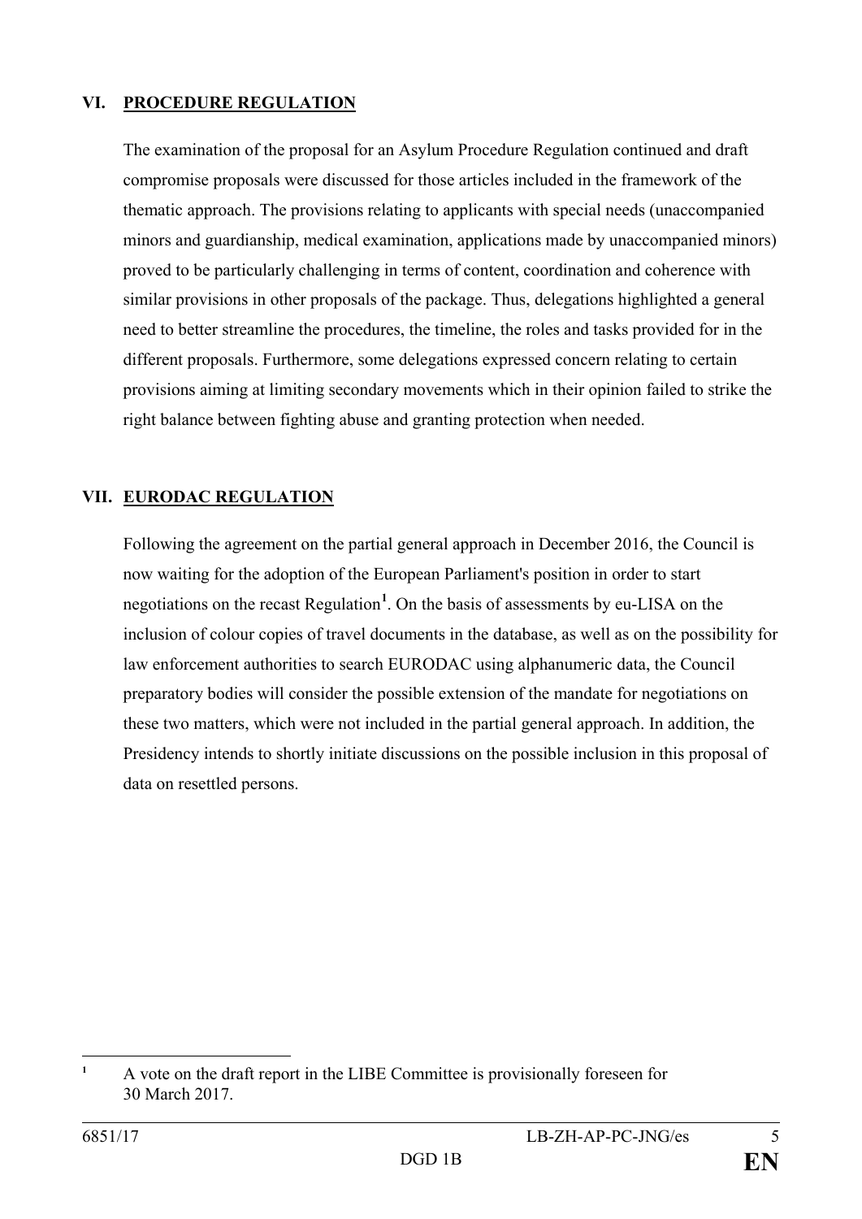## VI. PROCEDURE REGULATION

The examination of the proposal for an Asylum Procedure Regulation continued and draft compromise proposals were discussed for those articles included in the framework of the thematic approach. The provisions relating to applicants with special needs (unaccompanied minors and guardianship, medical examination, applications made by unaccompanied minors) proved to be particularly challenging in terms of content, coordination and coherence with similar provisions in other proposals of the package. Thus, delegations highlighted a general need to better streamline the procedures, the timeline, the roles and tasks provided for in the different proposals. Furthermore, some delegations expressed concern relating to certain provisions aiming at limiting secondary movements which in their opinion failed to strike the right balance between fighting abuse and granting protection when needed.

## VII. EURODAC REGULATION

Following the agreement on the partial general approach in December 2016, the Council is now waiting for the adoption of the European Parliament's position in order to start negotiations on the recast Regulation[1]. On the basis of assessments by eu-LISA on the inclusion of colour copies of travel documents in the database, as well as on the possibility for law enforcement authorities to search EURODAC using alphanumeric data, the Council preparatory bodies will consider the possible extension of the mandate for negotiations on these two matters, which were not included in the partial general approach. In addition, the Presidency intends to shortly initiate discussions on the possible inclusion in this proposal of data on resettled persons.

---

[1] A vote on the draft report in the LIBE Committee is provisionally foreseen for 30 March 2017.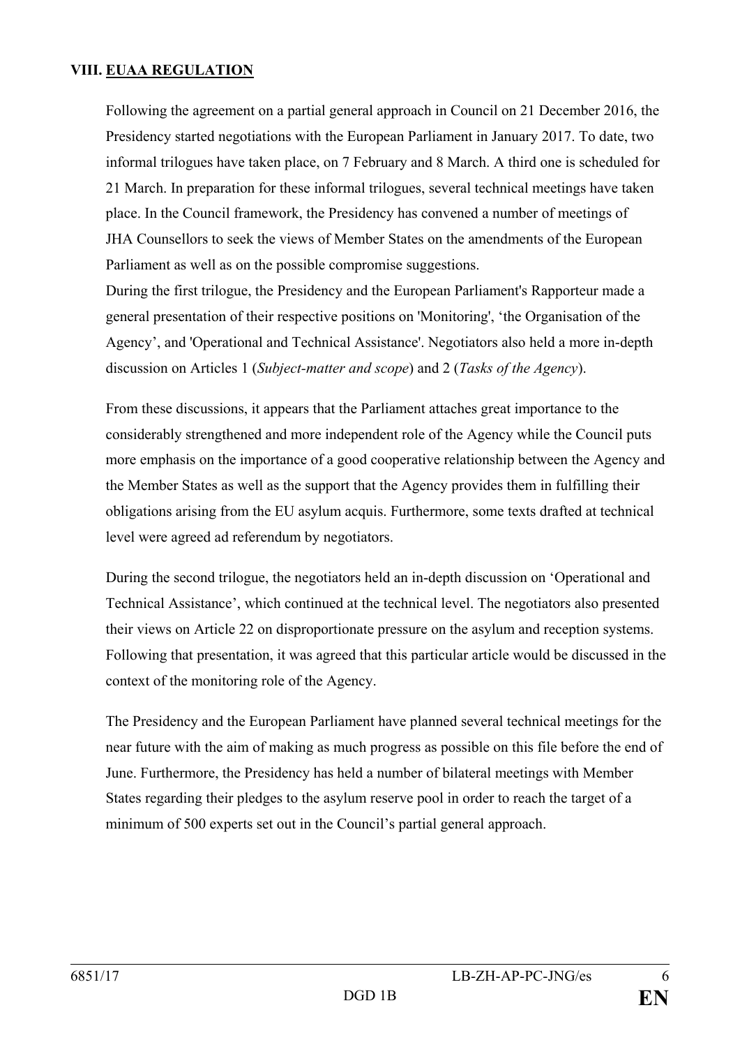## VIII. EUAA REGULATION

Following the agreement on a partial general approach in Council on 21 December 2016, the Presidency started negotiations with the European Parliament in January 2017. To date, two informal trilogues have taken place, on 7 February and 8 March. A third one is scheduled for 21 March. In preparation for these informal trilogues, several technical meetings have taken place. In the Council framework, the Presidency has convened a number of meetings of JHA Counsellors to seek the views of Member States on the amendments of the European Parliament as well as on the possible compromise suggestions.

During the first trilogue, the Presidency and the European Parliament's Rapporteur made a general presentation of their respective positions on 'Monitoring', 'the Organisation of the Agency', and 'Operational and Technical Assistance'. Negotiators also held a more in-depth discussion on Articles 1 (*Subject-matter and scope*) and 2 (*Tasks of the Agency*).

From these discussions, it appears that the Parliament attaches great importance to the considerably strengthened and more independent role of the Agency while the Council puts more emphasis on the importance of a good cooperative relationship between the Agency and the Member States as well as the support that the Agency provides them in fulfilling their obligations arising from the EU asylum acquis. Furthermore, some texts drafted at technical level were agreed ad referendum by negotiators.

During the second trilogue, the negotiators held an in-depth discussion on 'Operational and Technical Assistance', which continued at the technical level. The negotiators also presented their views on Article 22 on disproportionate pressure on the asylum and reception systems. Following that presentation, it was agreed that this particular article would be discussed in the context of the monitoring role of the Agency.

The Presidency and the European Parliament have planned several technical meetings for the near future with the aim of making as much progress as possible on this file before the end of June. Furthermore, the Presidency has held a number of bilateral meetings with Member States regarding their pledges to the asylum reserve pool in order to reach the target of a minimum of 500 experts set out in the Council's partial general approach.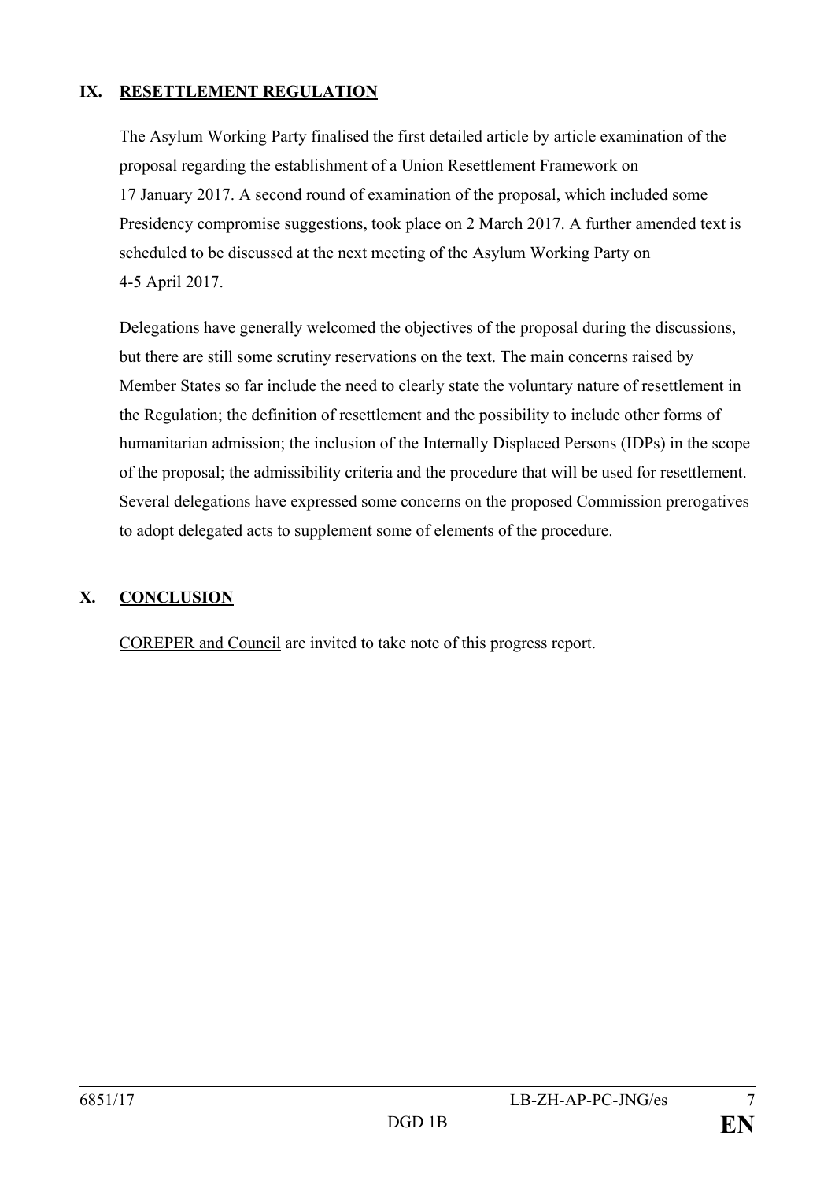## IX. RESETTLEMENT REGULATION

The Asylum Working Party finalised the first detailed article by article examination of the proposal regarding the establishment of a Union Resettlement Framework on 17 January 2017. A second round of examination of the proposal, which included some Presidency compromise suggestions, took place on 2 March 2017. A further amended text is scheduled to be discussed at the next meeting of the Asylum Working Party on 4-5 April 2017.

Delegations have generally welcomed the objectives of the proposal during the discussions, but there are still some scrutiny reservations on the text. The main concerns raised by Member States so far include the need to clearly state the voluntary nature of resettlement in the Regulation; the definition of resettlement and the possibility to include other forms of humanitarian admission; the inclusion of the Internally Displaced Persons (IDPs) in the scope of the proposal; the admissibility criteria and the procedure that will be used for resettlement. Several delegations have expressed some concerns on the proposed Commission prerogatives to adopt delegated acts to supplement some of elements of the procedure.

## X. CONCLUSION

COREPER and Council are invited to take note of this progress report.